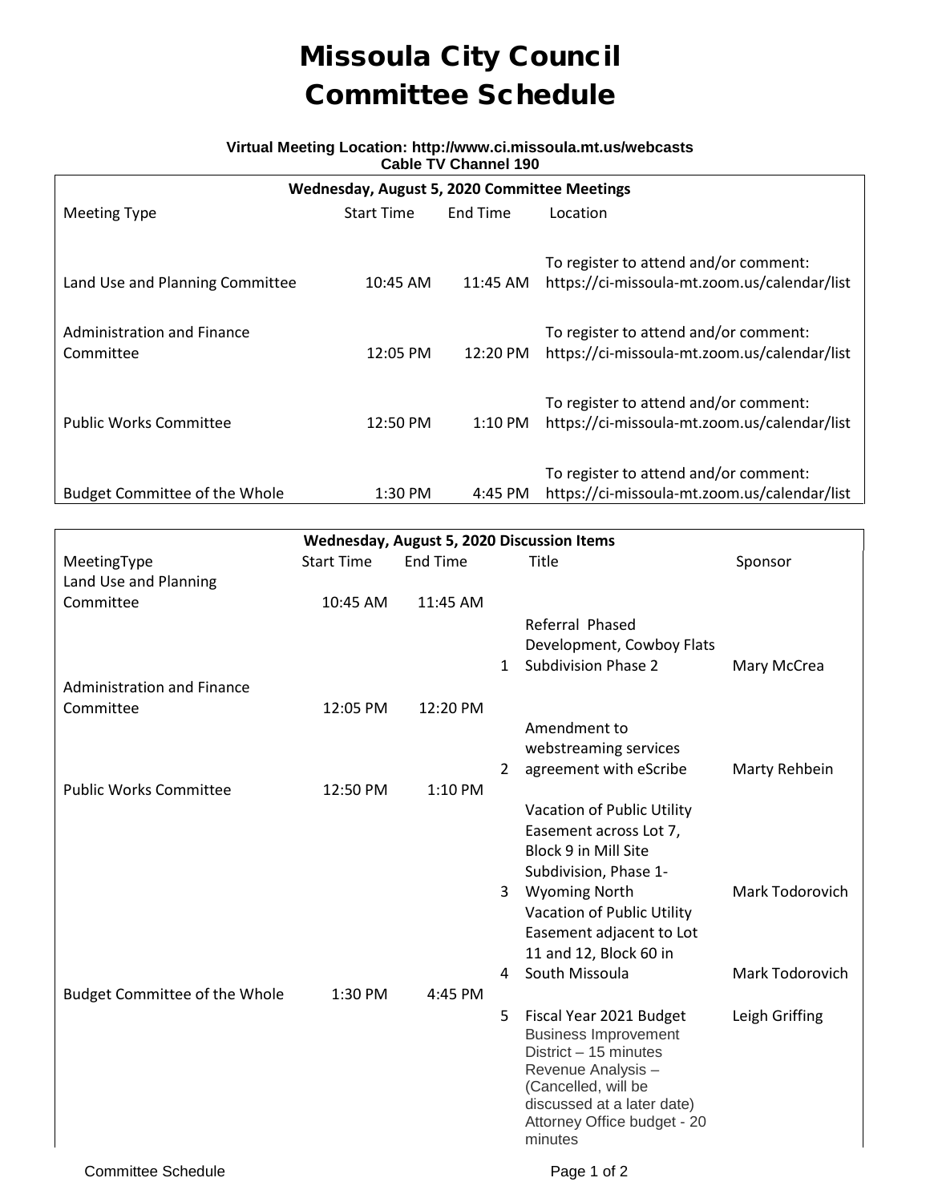# Missoula City Council
# Committee Schedule

**Virtual Meeting Location: http://www.ci.missoula.mt.us/webcasts**
**Cable TV Channel 190**

| **Wednesday, August 5, 2020 Committee Meetings** | | | |
|---|---|---|---|
| Meeting Type | Start Time | End Time | Location |
| Land Use and Planning Committee | 10:45 AM | 11:45 AM | To register to attend and/or comment: https://ci-missoula-mt.zoom.us/calendar/list |
| Administration and Finance Committee | 12:05 PM | 12:20 PM | To register to attend and/or comment: https://ci-missoula-mt.zoom.us/calendar/list |
| Public Works Committee | 12:50 PM | 1:10 PM | To register to attend and/or comment: https://ci-missoula-mt.zoom.us/calendar/list |
| Budget Committee of the Whole | 1:30 PM | 4:45 PM | To register to attend and/or comment: https://ci-missoula-mt.zoom.us/calendar/list |

| **Wednesday, August 5, 2020 Discussion Items** | | | | | |
|---|---|---|---|---|---|
| MeetingType | Start Time | End Time | | Title | Sponsor |
| Land Use and Planning Committee | 10:45 AM | 11:45 AM | | | |
| | | | 1 | Referral Phased Development, Cowboy Flats Subdivision Phase 2 | Mary McCrea |
| Administration and Finance Committee | 12:05 PM | 12:20 PM | | | |
| | | | 2 | Amendment to webstreaming services agreement with eScribe | Marty Rehbein |
| Public Works Committee | 12:50 PM | 1:10 PM | | | |
| | | | 3 | Vacation of Public Utility Easement across Lot 7, Block 9 in Mill Site Subdivision, Phase 1-Wyoming North | Mark Todorovich |
| | | | 4 | Vacation of Public Utility Easement adjacent to Lot 11 and 12, Block 60 in South Missoula | Mark Todorovich |
| Budget Committee of the Whole | 1:30 PM | 4:45 PM | | | |
| | | | 5 | Fiscal Year 2021 Budget<br>Business Improvement District – 15 minutes<br>Revenue Analysis – (Cancelled, will be discussed at a later date)<br>Attorney Office budget - 20 minutes | Leigh Griffing |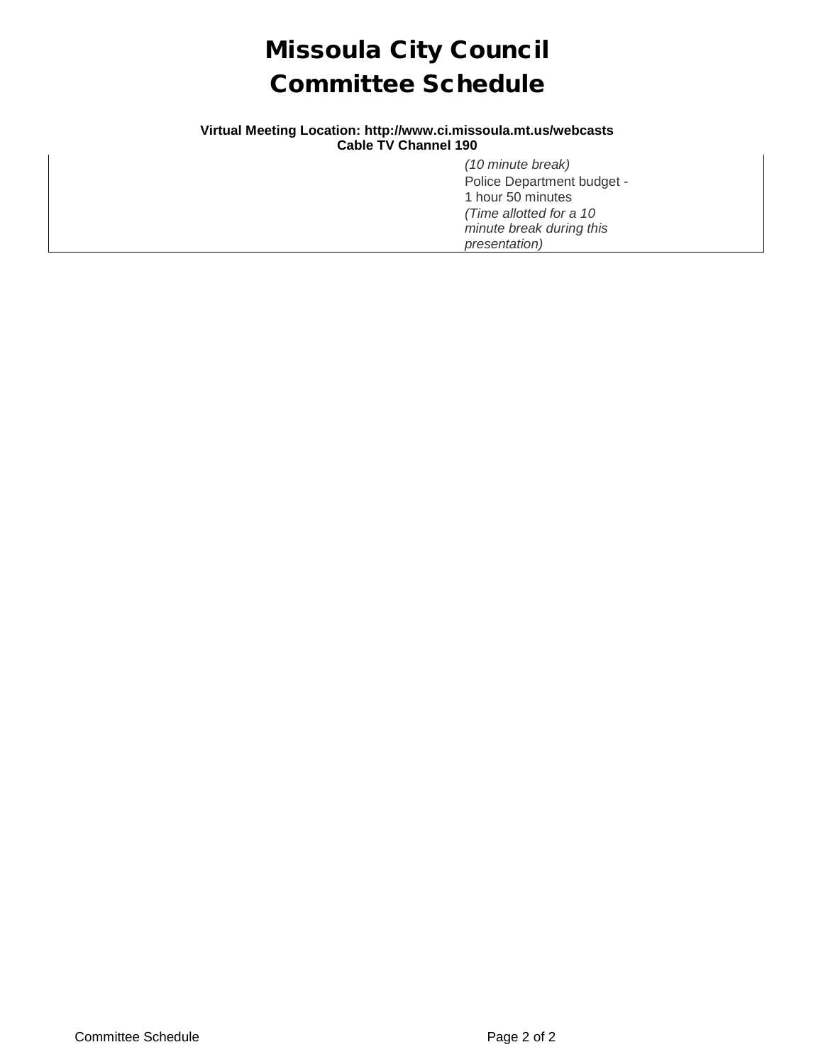# Missoula City Council
# Committee Schedule

**Virtual Meeting Location: http://www.ci.missoula.mt.us/webcasts**
**Cable TV Channel 190**

| | |
|---|---|
| | *(10 minute break)*<br>Police Department budget - 1 hour 50 minutes<br>*(Time allotted for a 10 minute break during this presentation)* |